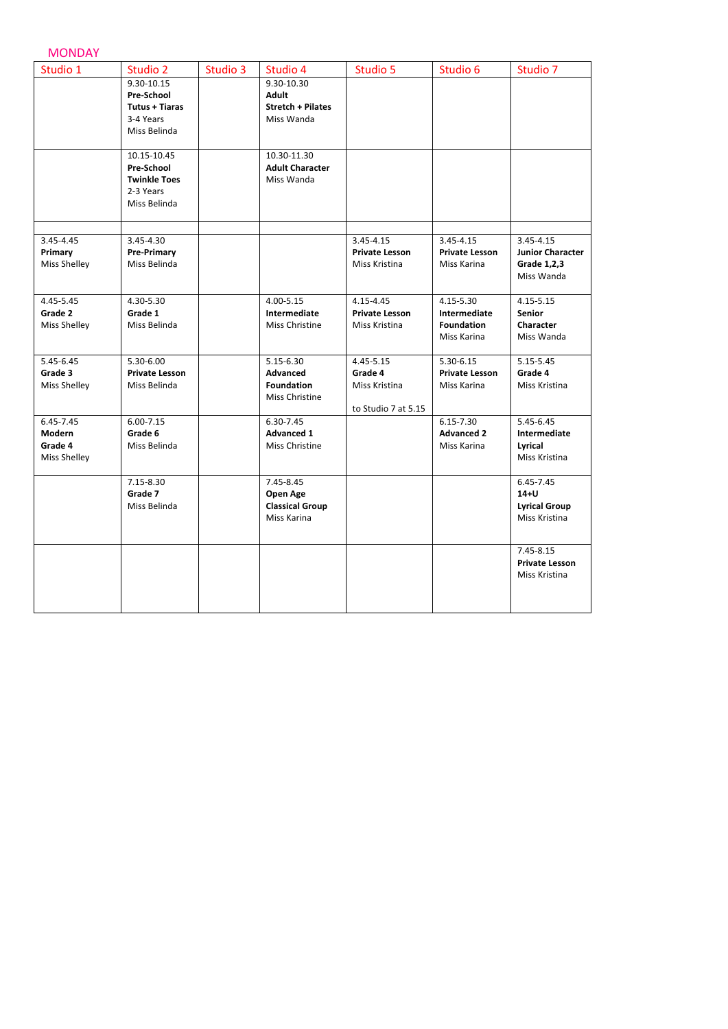MONDAY

| Studio 1 | Studio 2 | Studio 3 | Studio 4 | Studio 5 | Studio 6 | Studio 7 |
|---|---|---|---|---|---|---|
| | 9.30-10.15 **Pre-School Tutus + Tiaras** 3-4 Years Miss Belinda | | 9.30-10.30 **Adult Stretch + Pilates** Miss Wanda | | | |
| | 10.15-10.45 **Pre-School Twinkle Toes** 2-3 Years Miss Belinda | | 10.30-11.30 **Adult Character** Miss Wanda | | | |
| | | | | | | |
| 3.45-4.45 **Primary** Miss Shelley | 3.45-4.30 **Pre-Primary** Miss Belinda | | | 3.45-4.15 **Private Lesson** Miss Kristina | 3.45-4.15 **Private Lesson** Miss Karina | 3.45-4.15 **Junior Character Grade 1,2,3** Miss Wanda |
| 4.45-5.45 **Grade 2** Miss Shelley | 4.30-5.30 **Grade 1** Miss Belinda | | 4.00-5.15 **Intermediate** Miss Christine | 4.15-4.45 **Private Lesson** Miss Kristina | 4.15-5.30 **Intermediate Foundation** Miss Karina | 4.15-5.15 **Senior Character** Miss Wanda |
| 5.45-6.45 **Grade 3** Miss Shelley | 5.30-6.00 **Private Lesson** Miss Belinda | | 5.15-6.30 **Advanced Foundation** Miss Christine | 4.45-5.15 **Grade 4** Miss Kristina to Studio 7 at 5.15 | 5.30-6.15 **Private Lesson** Miss Karina | 5.15-5.45 **Grade 4** Miss Kristina |
| 6.45-7.45 **Modern Grade 4** Miss Shelley | 6.00-7.15 **Grade 6** Miss Belinda | | 6.30-7.45 **Advanced 1** Miss Christine | | 6.15-7.30 **Advanced 2** Miss Karina | 5.45-6.45 **Intermediate Lyrical** Miss Kristina |
| | 7.15-8.30 **Grade 7** Miss Belinda | | 7.45-8.45 **Open Age Classical Group** Miss Karina | | | 6.45-7.45 **14+U Lyrical Group** Miss Kristina |
| | | | | | | 7.45-8.15 **Private Lesson** Miss Kristina |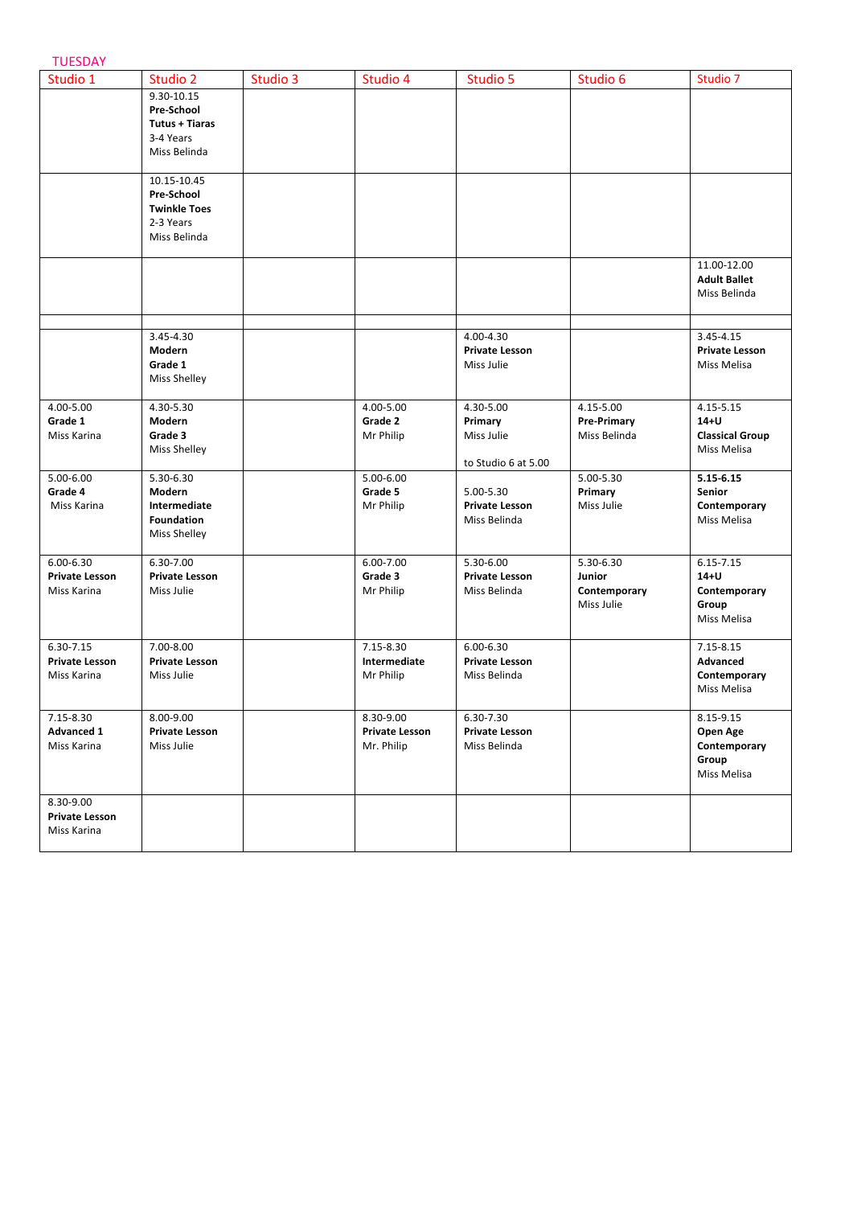TUESDAY

| Studio 1 | Studio 2 | Studio 3 | Studio 4 | Studio 5 | Studio 6 | Studio 7 |
|---|---|---|---|---|---|---|
| | 9.30-10.15 **Pre-School Tutus + Tiaras** 3-4 Years Miss Belinda | | | | | |
| | 10.15-10.45 **Pre-School Twinkle Toes** 2-3 Years Miss Belinda | | | | | |
| | | | | | | 11.00-12.00 **Adult Ballet** Miss Belinda |
| | | | | | | |
| | 3.45-4.30 **Modern Grade 1** Miss Shelley | | | 4.00-4.30 **Private Lesson** Miss Julie | | 3.45-4.15 **Private Lesson** Miss Melisa |
| 4.00-5.00 **Grade 1** Miss Karina | 4.30-5.30 **Modern Grade 3** Miss Shelley | | 4.00-5.00 **Grade 2** Mr Philip | 4.30-5.00 **Primary** Miss Julie to Studio 6 at 5.00 | 4.15-5.00 **Pre-Primary** Miss Belinda | 4.15-5.15 **14+U Classical Group** Miss Melisa |
| 5.00-6.00 **Grade 4** Miss Karina | 5.30-6.30 **Modern Intermediate Foundation** Miss Shelley | | 5.00-6.00 **Grade 5** Mr Philip | 5.00-5.30 **Private Lesson** Miss Belinda | 5.00-5.30 **Primary** Miss Julie | **5.15-6.15 Senior Contemporary** Miss Melisa |
| 6.00-6.30 **Private Lesson** Miss Karina | 6.30-7.00 **Private Lesson** Miss Julie | | 6.00-7.00 **Grade 3** Mr Philip | 5.30-6.00 **Private Lesson** Miss Belinda | 5.30-6.30 **Junior Contemporary** Miss Julie | 6.15-7.15 **14+U Contemporary Group** Miss Melisa |
| 6.30-7.15 **Private Lesson** Miss Karina | 7.00-8.00 **Private Lesson** Miss Julie | | 7.15-8.30 **Intermediate** Mr Philip | 6.00-6.30 **Private Lesson** Miss Belinda | | 7.15-8.15 **Advanced Contemporary** Miss Melisa |
| 7.15-8.30 **Advanced 1** Miss Karina | 8.00-9.00 **Private Lesson** Miss Julie | | 8.30-9.00 **Private Lesson** Mr. Philip | 6.30-7.30 **Private Lesson** Miss Belinda | | 8.15-9.15 **Open Age Contemporary Group** Miss Melisa |
| 8.30-9.00 **Private Lesson** Miss Karina | | | | | | |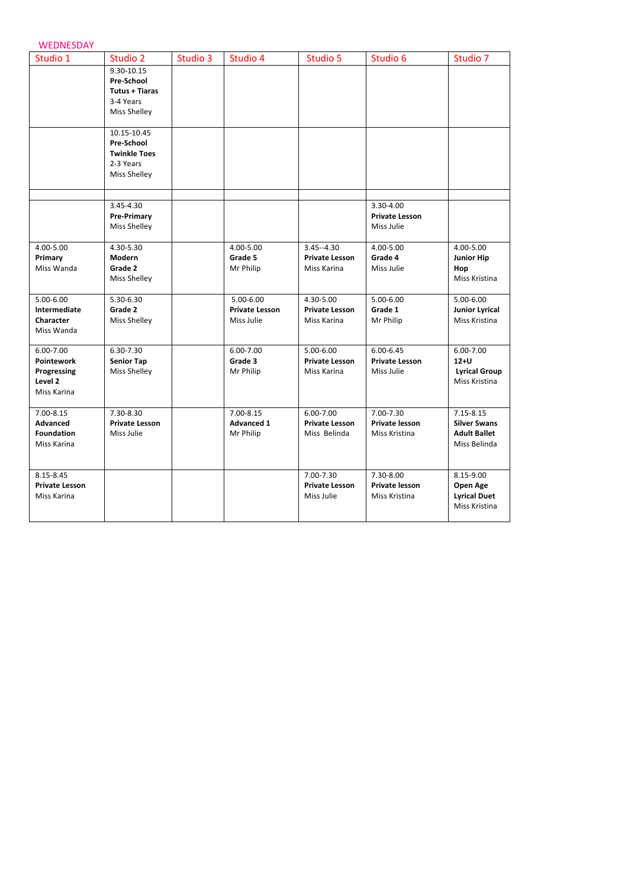WEDNESDAY

| Studio 1 | Studio 2 | Studio 3 | Studio 4 | Studio 5 | Studio 6 | Studio 7 |
|---|---|---|---|---|---|---|
| | 9.30-10.15 **Pre-School** **Tutus + Tiaras** 3-4 Years Miss Shelley | | | | | |
| | 10.15-10.45 **Pre-School** **Twinkle Toes** 2-3 Years Miss Shelley | | | | | |
| | | | | | | |
| | 3.45-4.30 **Pre-Primary** Miss Shelley | | | | 3.30-4.00 **Private Lesson** Miss Julie | |
| 4.00-5.00 **Primary** Miss Wanda | 4.30-5.30 **Modern** **Grade 2** Miss Shelley | | 4.00-5.00 **Grade 5** Mr Philip | 3.45--4.30 **Private Lesson** Miss Karina | 4.00-5.00 **Grade 4** Miss Julie | 4.00-5.00 **Junior Hip Hop** Miss Kristina |
| 5.00-6.00 **Intermediate** **Character** Miss Wanda | 5.30-6.30 **Grade 2** Miss Shelley | | 5.00-6.00 **Private Lesson** Miss Julie | 4.30-5.00 **Private Lesson** Miss Karina | 5.00-6.00 **Grade 1** Mr Philip | 5.00-6.00 **Junior Lyrical** Miss Kristina |
| 6.00-7.00 **Pointework** **Progressing** **Level 2** Miss Karina | 6.30-7.30 **Senior Tap** Miss Shelley | | 6.00-7.00 **Grade 3** Mr Philip | 5.00-6.00 **Private Lesson** Miss Karina | 6.00-6.45 **Private Lesson** Miss Julie | 6.00-7.00 **12+U** **Lyrical Group** Miss Kristina |
| 7.00-8.15 **Advanced** **Foundation** Miss Karina | 7.30-8.30 **Private Lesson** Miss Julie | | 7.00-8.15 **Advanced 1** Mr Philip | 6.00-7.00 **Private Lesson** Miss Belinda | 7.00-7.30 **Private lesson** Miss Kristina | 7.15-8.15 **Silver Swans** **Adult Ballet** Miss Belinda |
| 8.15-8.45 **Private Lesson** Miss Karina | | | | 7.00-7.30 **Private Lesson** Miss Julie | 7.30-8.00 **Private lesson** Miss Kristina | 8.15-9.00 **Open Age** **Lyrical Duet** Miss Kristina |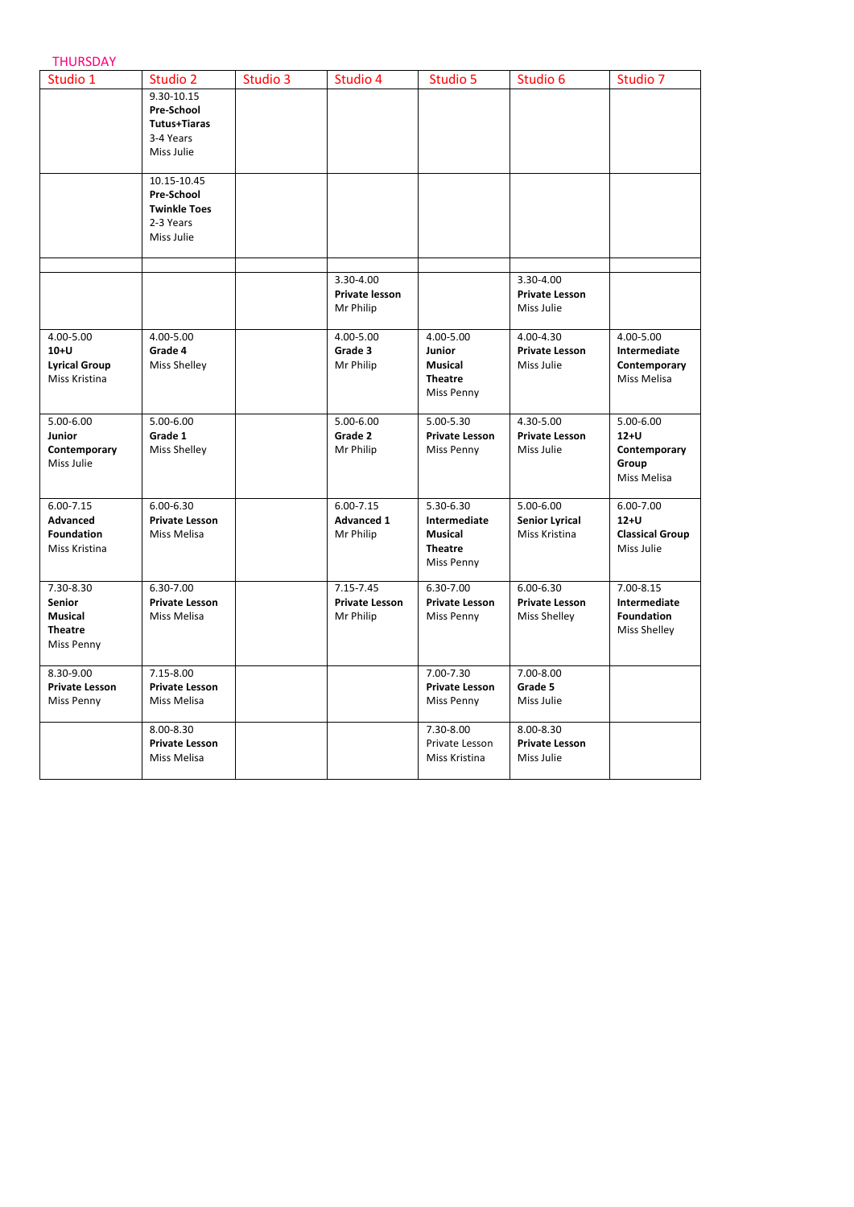THURSDAY

| Studio 1 | Studio 2 | Studio 3 | Studio 4 | Studio 5 | Studio 6 | Studio 7 |
|---|---|---|---|---|---|---|
| | 9.30-10.15 **Pre-School Tutus+Tiaras** 3-4 Years Miss Julie | | | | | |
| | 10.15-10.45 **Pre-School Twinkle Toes** 2-3 Years Miss Julie | | | | | |
| | | | | | | |
| | | | 3.30-4.00 **Private lesson** Mr Philip | | 3.30-4.00 **Private Lesson** Miss Julie | |
| 4.00-5.00 **10+U Lyrical Group** Miss Kristina | 4.00-5.00 **Grade 4** Miss Shelley | | 4.00-5.00 **Grade 3** Mr Philip | 4.00-5.00 **Junior Musical Theatre** Miss Penny | 4.00-4.30 **Private Lesson** Miss Julie | 4.00-5.00 **Intermediate Contemporary** Miss Melisa |
| 5.00-6.00 **Junior Contemporary** Miss Julie | 5.00-6.00 **Grade 1** Miss Shelley | | 5.00-6.00 **Grade 2** Mr Philip | 5.00-5.30 **Private Lesson** Miss Penny | 4.30-5.00 **Private Lesson** Miss Julie | 5.00-6.00 **12+U Contemporary Group** Miss Melisa |
| 6.00-7.15 **Advanced Foundation** Miss Kristina | 6.00-6.30 **Private Lesson** Miss Melisa | | 6.00-7.15 **Advanced 1** Mr Philip | 5.30-6.30 **Intermediate Musical Theatre** Miss Penny | 5.00-6.00 **Senior Lyrical** Miss Kristina | 6.00-7.00 **12+U Classical Group** Miss Julie |
| 7.30-8.30 **Senior Musical Theatre** Miss Penny | 6.30-7.00 **Private Lesson** Miss Melisa | | 7.15-7.45 **Private Lesson** Mr Philip | 6.30-7.00 **Private Lesson** Miss Penny | 6.00-6.30 **Private Lesson** Miss Shelley | 7.00-8.15 **Intermediate Foundation** Miss Shelley |
| 8.30-9.00 **Private Lesson** Miss Penny | 7.15-8.00 **Private Lesson** Miss Melisa | | | 7.00-7.30 **Private Lesson** Miss Penny | 7.00-8.00 **Grade 5** Miss Julie | |
| | 8.00-8.30 **Private Lesson** Miss Melisa | | | 7.30-8.00 Private Lesson Miss Kristina | 8.00-8.30 **Private Lesson** Miss Julie | |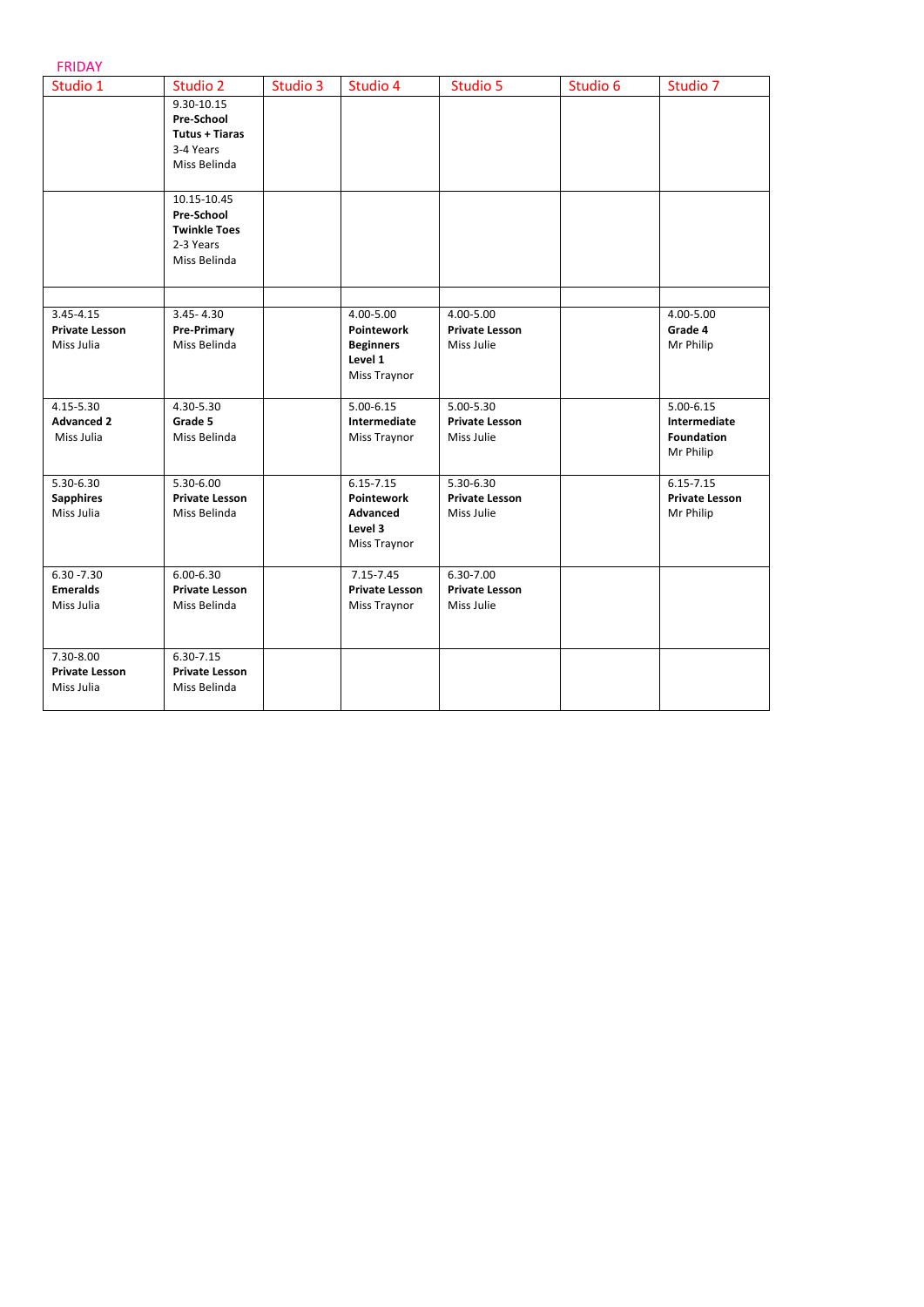FRIDAY

| Studio 1 | Studio 2 | Studio 3 | Studio 4 | Studio 5 | Studio 6 | Studio 7 |
|---|---|---|---|---|---|---|
| | 9.30-10.15 **Pre-School Tutus + Tiaras** 3-4 Years Miss Belinda | | | | | |
| | 10.15-10.45 **Pre-School Twinkle Toes** 2-3 Years Miss Belinda | | | | | |
| | | | | | | |
| 3.45-4.15 **Private Lesson** Miss Julia | 3.45- 4.30 **Pre-Primary** Miss Belinda | | 4.00-5.00 **Pointework Beginners Level 1** Miss Traynor | 4.00-5.00 **Private Lesson** Miss Julie | | 4.00-5.00 **Grade 4** Mr Philip |
| 4.15-5.30 **Advanced 2** Miss Julia | 4.30-5.30 **Grade 5** Miss Belinda | | 5.00-6.15 **Intermediate** Miss Traynor | 5.00-5.30 **Private Lesson** Miss Julie | | 5.00-6.15 **Intermediate Foundation** Mr Philip |
| 5.30-6.30 **Sapphires** Miss Julia | 5.30-6.00 **Private Lesson** Miss Belinda | | 6.15-7.15 **Pointework Advanced Level 3** Miss Traynor | 5.30-6.30 **Private Lesson** Miss Julie | | 6.15-7.15 **Private Lesson** Mr Philip |
| 6.30 -7.30 **Emeralds** Miss Julia | 6.00-6.30 **Private Lesson** Miss Belinda | | 7.15-7.45 **Private Lesson** Miss Traynor | 6.30-7.00 **Private Lesson** Miss Julie | | |
| 7.30-8.00 **Private Lesson** Miss Julia | 6.30-7.15 **Private Lesson** Miss Belinda | | | | | |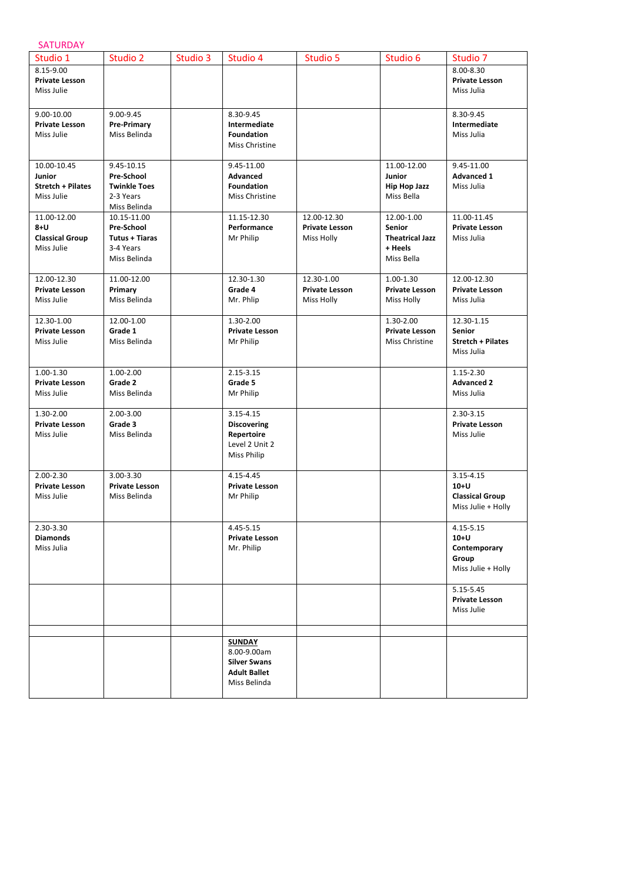SATURDAY

| Studio 1 | Studio 2 | Studio 3 | Studio 4 | Studio 5 | Studio 6 | Studio 7 |
|---|---|---|---|---|---|---|
| 8.15-9.00 **Private Lesson** Miss Julie | | | | | | 8.00-8.30 **Private Lesson** Miss Julia |
| 9.00-10.00 **Private Lesson** Miss Julie | 9.00-9.45 **Pre-Primary** Miss Belinda | | 8.30-9.45 **Intermediate Foundation** Miss Christine | | | 8.30-9.45 **Intermediate** Miss Julia |
| 10.00-10.45 **Junior Stretch + Pilates** Miss Julie | 9.45-10.15 **Pre-School Twinkle Toes** 2-3 Years Miss Belinda | | 9.45-11.00 **Advanced Foundation** Miss Christine | | 11.00-12.00 **Junior Hip Hop Jazz** Miss Bella | 9.45-11.00 **Advanced 1** Miss Julia |
| 11.00-12.00 **8+U Classical Group** Miss Julie | 10.15-11.00 **Pre-School Tutus + Tiaras** 3-4 Years Miss Belinda | | 11.15-12.30 **Performance** Mr Philip | 12.00-12.30 **Private Lesson** Miss Holly | 12.00-1.00 **Senior Theatrical Jazz + Heels** Miss Bella | 11.00-11.45 **Private Lesson** Miss Julia |
| 12.00-12.30 **Private Lesson** Miss Julie | 11.00-12.00 **Primary** Miss Belinda | | 12.30-1.30 **Grade 4** Mr. Phlip | 12.30-1.00 **Private Lesson** Miss Holly | 1.00-1.30 **Private Lesson** Miss Holly | 12.00-12.30 **Private Lesson** Miss Julia |
| 12.30-1.00 **Private Lesson** Miss Julie | 12.00-1.00 **Grade 1** Miss Belinda | | 1.30-2.00 **Private Lesson** Mr Philip | | 1.30-2.00 **Private Lesson** Miss Christine | 12.30-1.15 **Senior Stretch + Pilates** Miss Julia |
| 1.00-1.30 **Private Lesson** Miss Julie | 1.00-2.00 **Grade 2** Miss Belinda | | 2.15-3.15 **Grade 5** Mr Philip | | | 1.15-2.30 **Advanced 2** Miss Julia |
| 1.30-2.00 **Private Lesson** Miss Julie | 2.00-3.00 **Grade 3** Miss Belinda | | 3.15-4.15 **Discovering Repertoire** Level 2 Unit 2 Miss Philip | | | 2.30-3.15 **Private Lesson** Miss Julie |
| 2.00-2.30 **Private Lesson** Miss Julie | 3.00-3.30 **Private Lesson** Miss Belinda | | 4.15-4.45 **Private Lesson** Mr Philip | | | 3.15-4.15 **10+U Classical Group** Miss Julie + Holly |
| 2.30-3.30 **Diamonds** Miss Julia | | | 4.45-5.15 **Private Lesson** Mr. Philip | | | 4.15-5.15 **10+U Contemporary Group** Miss Julie + Holly |
| | | | | | | 5.15-5.45 **Private Lesson** Miss Julie |
| | | | | | | |
| | | | **SUNDAY** 8.00-9.00am **Silver Swans Adult Ballet** Miss Belinda | | | |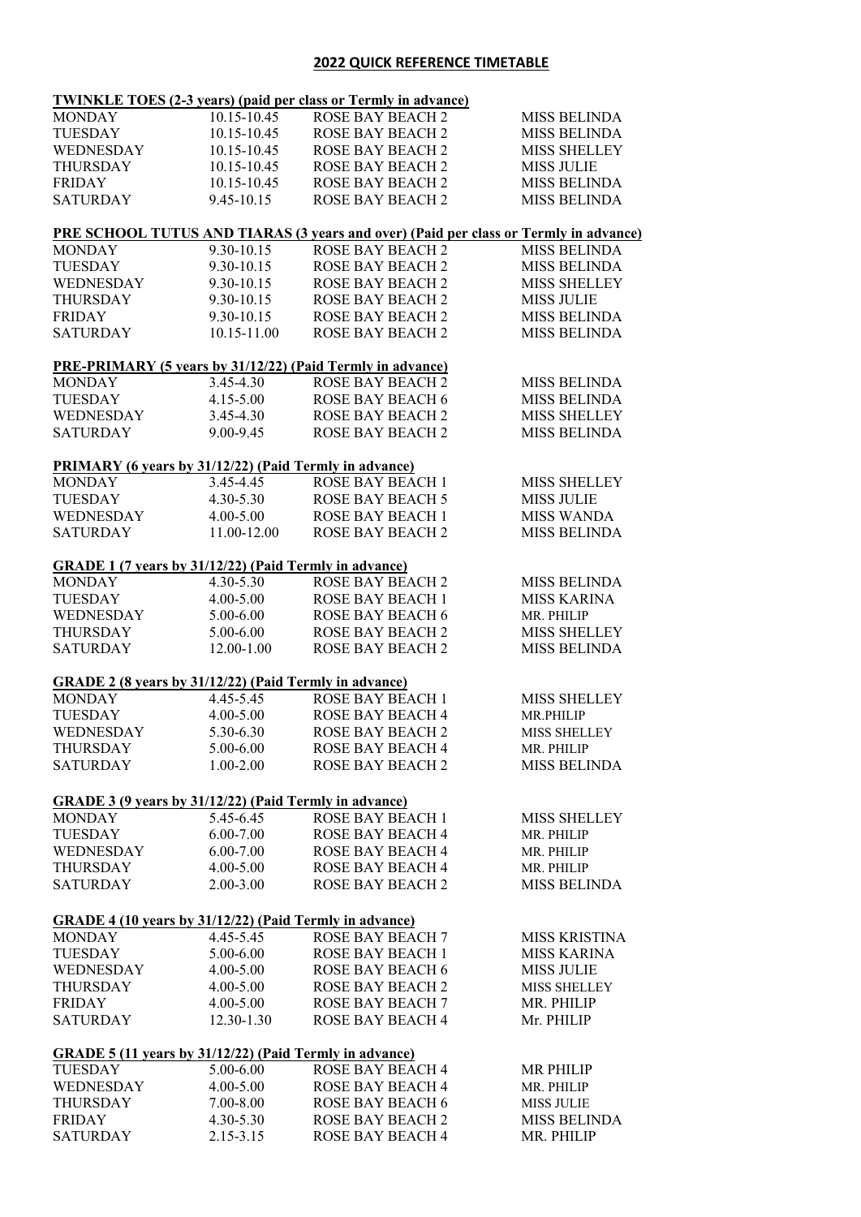## 2022 QUICK REFERENCE TIMETABLE

**TWINKLE TOES (2-3 years) (paid per class or Termly in advance)**

| | | | |
|---|---|---|---|
| MONDAY | 10.15-10.45 | ROSE BAY BEACH 2 | MISS BELINDA |
| TUESDAY | 10.15-10.45 | ROSE BAY BEACH 2 | MISS BELINDA |
| WEDNESDAY | 10.15-10.45 | ROSE BAY BEACH 2 | MISS SHELLEY |
| THURSDAY | 10.15-10.45 | ROSE BAY BEACH 2 | MISS JULIE |
| FRIDAY | 10.15-10.45 | ROSE BAY BEACH 2 | MISS BELINDA |
| SATURDAY | 9.45-10.15 | ROSE BAY BEACH 2 | MISS BELINDA |

**PRE SCHOOL TUTUS AND TIARAS (3 years and over) (Paid per class or Termly in advance)**

| | | | |
|---|---|---|---|
| MONDAY | 9.30-10.15 | ROSE BAY BEACH 2 | MISS BELINDA |
| TUESDAY | 9.30-10.15 | ROSE BAY BEACH 2 | MISS BELINDA |
| WEDNESDAY | 9.30-10.15 | ROSE BAY BEACH 2 | MISS SHELLEY |
| THURSDAY | 9.30-10.15 | ROSE BAY BEACH 2 | MISS JULIE |
| FRIDAY | 9.30-10.15 | ROSE BAY BEACH 2 | MISS BELINDA |
| SATURDAY | 10.15-11.00 | ROSE BAY BEACH 2 | MISS BELINDA |

**PRE-PRIMARY (5 years by 31/12/22) (Paid Termly in advance)**

| | | | |
|---|---|---|---|
| MONDAY | 3.45-4.30 | ROSE BAY BEACH 2 | MISS BELINDA |
| TUESDAY | 4.15-5.00 | ROSE BAY BEACH 6 | MISS BELINDA |
| WEDNESDAY | 3.45-4.30 | ROSE BAY BEACH 2 | MISS SHELLEY |
| SATURDAY | 9.00-9.45 | ROSE BAY BEACH 2 | MISS BELINDA |

**PRIMARY (6 years by 31/12/22) (Paid Termly in advance)**

| | | | |
|---|---|---|---|
| MONDAY | 3.45-4.45 | ROSE BAY BEACH 1 | MISS SHELLEY |
| TUESDAY | 4.30-5.30 | ROSE BAY BEACH 5 | MISS JULIE |
| WEDNESDAY | 4.00-5.00 | ROSE BAY BEACH 1 | MISS WANDA |
| SATURDAY | 11.00-12.00 | ROSE BAY BEACH 2 | MISS BELINDA |

**GRADE 1 (7 years by 31/12/22) (Paid Termly in advance)**

| | | | |
|---|---|---|---|
| MONDAY | 4.30-5.30 | ROSE BAY BEACH 2 | MISS BELINDA |
| TUESDAY | 4.00-5.00 | ROSE BAY BEACH 1 | MISS KARINA |
| WEDNESDAY | 5.00-6.00 | ROSE BAY BEACH 6 | MR. PHILIP |
| THURSDAY | 5.00-6.00 | ROSE BAY BEACH 2 | MISS SHELLEY |
| SATURDAY | 12.00-1.00 | ROSE BAY BEACH 2 | MISS BELINDA |

**GRADE 2 (8 years by 31/12/22) (Paid Termly in advance)**

| | | | |
|---|---|---|---|
| MONDAY | 4.45-5.45 | ROSE BAY BEACH 1 | MISS SHELLEY |
| TUESDAY | 4.00-5.00 | ROSE BAY BEACH 4 | MR.PHILIP |
| WEDNESDAY | 5.30-6.30 | ROSE BAY BEACH 2 | MISS SHELLEY |
| THURSDAY | 5.00-6.00 | ROSE BAY BEACH 4 | MR. PHILIP |
| SATURDAY | 1.00-2.00 | ROSE BAY BEACH 2 | MISS BELINDA |

**GRADE 3 (9 years by 31/12/22) (Paid Termly in advance)**

| | | | |
|---|---|---|---|
| MONDAY | 5.45-6.45 | ROSE BAY BEACH 1 | MISS SHELLEY |
| TUESDAY | 6.00-7.00 | ROSE BAY BEACH 4 | MR. PHILIP |
| WEDNESDAY | 6.00-7.00 | ROSE BAY BEACH 4 | MR. PHILIP |
| THURSDAY | 4.00-5.00 | ROSE BAY BEACH 4 | MR. PHILIP |
| SATURDAY | 2.00-3.00 | ROSE BAY BEACH 2 | MISS BELINDA |

**GRADE 4 (10 years by 31/12/22) (Paid Termly in advance)**

| | | | |
|---|---|---|---|
| MONDAY | 4.45-5.45 | ROSE BAY BEACH 7 | MISS KRISTINA |
| TUESDAY | 5.00-6.00 | ROSE BAY BEACH 1 | MISS KARINA |
| WEDNESDAY | 4.00-5.00 | ROSE BAY BEACH 6 | MISS JULIE |
| THURSDAY | 4.00-5.00 | ROSE BAY BEACH 2 | MISS SHELLEY |
| FRIDAY | 4.00-5.00 | ROSE BAY BEACH 7 | MR. PHILIP |
| SATURDAY | 12.30-1.30 | ROSE BAY BEACH 4 | Mr. PHILIP |

**GRADE 5 (11 years by 31/12/22) (Paid Termly in advance)**

| | | | |
|---|---|---|---|
| TUESDAY | 5.00-6.00 | ROSE BAY BEACH 4 | MR PHILIP |
| WEDNESDAY | 4.00-5.00 | ROSE BAY BEACH 4 | MR. PHILIP |
| THURSDAY | 7.00-8.00 | ROSE BAY BEACH 6 | MISS JULIE |
| FRIDAY | 4.30-5.30 | ROSE BAY BEACH 2 | MISS BELINDA |
| SATURDAY | 2.15-3.15 | ROSE BAY BEACH 4 | MR. PHILIP |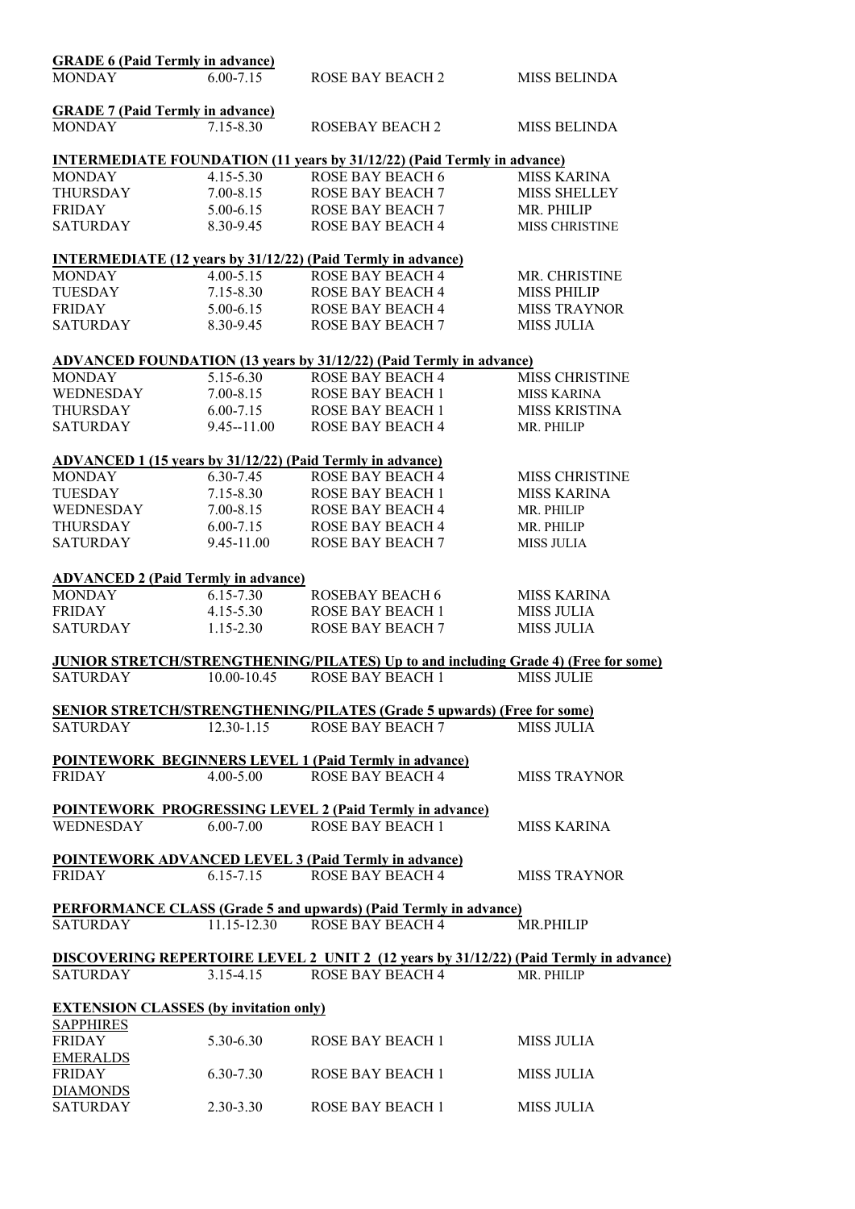**GRADE 6 (Paid Termly in advance)**

| | | | |
|---|---|---|---|
| MONDAY | 6.00-7.15 | ROSE BAY BEACH 2 | MISS BELINDA |

**GRADE 7 (Paid Termly in advance)**

| | | | |
|---|---|---|---|
| MONDAY | 7.15-8.30 | ROSEBAY BEACH 2 | MISS BELINDA |

**INTERMEDIATE FOUNDATION (11 years by 31/12/22) (Paid Termly in advance)**

| | | | |
|---|---|---|---|
| MONDAY | 4.15-5.30 | ROSE BAY BEACH 6 | MISS KARINA |
| THURSDAY | 7.00-8.15 | ROSE BAY BEACH 7 | MISS SHELLEY |
| FRIDAY | 5.00-6.15 | ROSE BAY BEACH 7 | MR. PHILIP |
| SATURDAY | 8.30-9.45 | ROSE BAY BEACH 4 | MISS CHRISTINE |

**INTERMEDIATE (12 years by 31/12/22) (Paid Termly in advance)**

| | | | |
|---|---|---|---|
| MONDAY | 4.00-5.15 | ROSE BAY BEACH 4 | MR. CHRISTINE |
| TUESDAY | 7.15-8.30 | ROSE BAY BEACH 4 | MISS PHILIP |
| FRIDAY | 5.00-6.15 | ROSE BAY BEACH 4 | MISS TRAYNOR |
| SATURDAY | 8.30-9.45 | ROSE BAY BEACH 7 | MISS JULIA |

**ADVANCED FOUNDATION (13 years by 31/12/22) (Paid Termly in advance)**

| | | | |
|---|---|---|---|
| MONDAY | 5.15-6.30 | ROSE BAY BEACH 4 | MISS CHRISTINE |
| WEDNESDAY | 7.00-8.15 | ROSE BAY BEACH 1 | MISS KARINA |
| THURSDAY | 6.00-7.15 | ROSE BAY BEACH 1 | MISS KRISTINA |
| SATURDAY | 9.45--11.00 | ROSE BAY BEACH 4 | MR. PHILIP |

**ADVANCED 1 (15 years by 31/12/22) (Paid Termly in advance)**

| | | | |
|---|---|---|---|
| MONDAY | 6.30-7.45 | ROSE BAY BEACH 4 | MISS CHRISTINE |
| TUESDAY | 7.15-8.30 | ROSE BAY BEACH 1 | MISS KARINA |
| WEDNESDAY | 7.00-8.15 | ROSE BAY BEACH 4 | MR. PHILIP |
| THURSDAY | 6.00-7.15 | ROSE BAY BEACH 4 | MR. PHILIP |
| SATURDAY | 9.45-11.00 | ROSE BAY BEACH 7 | MISS JULIA |

**ADVANCED 2 (Paid Termly in advance)**

| | | | |
|---|---|---|---|
| MONDAY | 6.15-7.30 | ROSEBAY BEACH 6 | MISS KARINA |
| FRIDAY | 4.15-5.30 | ROSE BAY BEACH 1 | MISS JULIA |
| SATURDAY | 1.15-2.30 | ROSE BAY BEACH 7 | MISS JULIA |

**JUNIOR STRETCH/STRENGTHENING/PILATES) Up to and including Grade 4) (Free for some)**

| | | | |
|---|---|---|---|
| SATURDAY | 10.00-10.45 | ROSE BAY BEACH 1 | MISS JULIE |

**SENIOR STRETCH/STRENGTHENING/PILATES (Grade 5 upwards) (Free for some)**

| | | | |
|---|---|---|---|
| SATURDAY | 12.30-1.15 | ROSE BAY BEACH 7 | MISS JULIA |

**POINTEWORK BEGINNERS LEVEL 1 (Paid Termly in advance)**

| | | | |
|---|---|---|---|
| FRIDAY | 4.00-5.00 | ROSE BAY BEACH 4 | MISS TRAYNOR |

**POINTEWORK PROGRESSING LEVEL 2 (Paid Termly in advance)**

| | | | |
|---|---|---|---|
| WEDNESDAY | 6.00-7.00 | ROSE BAY BEACH 1 | MISS KARINA |

**POINTEWORK ADVANCED LEVEL 3 (Paid Termly in advance)**

| | | | |
|---|---|---|---|
| FRIDAY | 6.15-7.15 | ROSE BAY BEACH 4 | MISS TRAYNOR |

**PERFORMANCE CLASS (Grade 5 and upwards) (Paid Termly in advance)**

| | | | |
|---|---|---|---|
| SATURDAY | 11.15-12.30 | ROSE BAY BEACH 4 | MR.PHILIP |

**DISCOVERING REPERTOIRE LEVEL 2 UNIT 2 (12 years by 31/12/22) (Paid Termly in advance)**

| | | | |
|---|---|---|---|
| SATURDAY | 3.15-4.15 | ROSE BAY BEACH 4 | MR. PHILIP |

**EXTENSION CLASSES (by invitation only)**

SAPPHIRES

| | | | |
|---|---|---|---|
| FRIDAY | 5.30-6.30 | ROSE BAY BEACH 1 | MISS JULIA |

EMERALDS

| | | | |
|---|---|---|---|
| FRIDAY | 6.30-7.30 | ROSE BAY BEACH 1 | MISS JULIA |

DIAMONDS

| | | | |
|---|---|---|---|
| SATURDAY | 2.30-3.30 | ROSE BAY BEACH 1 | MISS JULIA |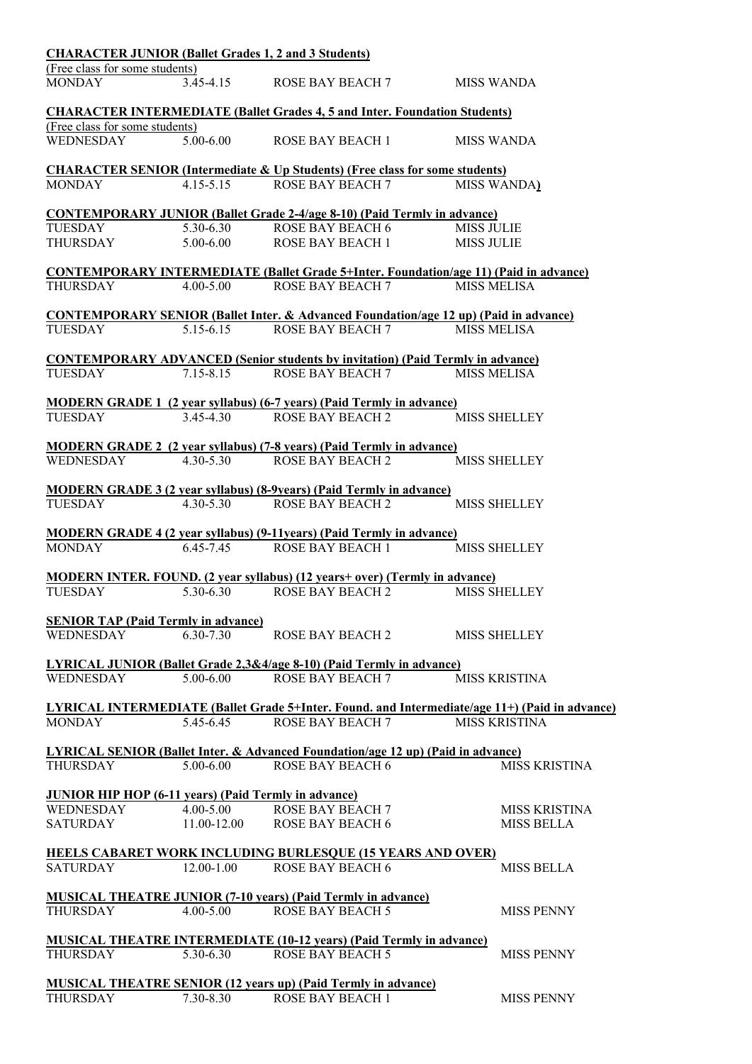**CHARACTER JUNIOR (Ballet Grades 1, 2 and 3 Students)**
(Free class for some students)

| MONDAY | 3.45-4.15 | ROSE BAY BEACH 7 | MISS WANDA |
|---|---|---|---|

**CHARACTER INTERMEDIATE (Ballet Grades 4, 5 and Inter. Foundation Students)**
(Free class for some students)

| WEDNESDAY | 5.00-6.00 | ROSE BAY BEACH 1 | MISS WANDA |
|---|---|---|---|

**CHARACTER SENIOR (Intermediate & Up Students) (Free class for some students)**

| MONDAY | 4.15-5.15 | ROSE BAY BEACH 7 | MISS WANDA) |
|---|---|---|---|

**CONTEMPORARY JUNIOR (Ballet Grade 2-4/age 8-10) (Paid Termly in advance)**

| TUESDAY | 5.30-6.30 | ROSE BAY BEACH 6 | MISS JULIE |
|---|---|---|---|
| THURSDAY | 5.00-6.00 | ROSE BAY BEACH 1 | MISS JULIE |

**CONTEMPORARY INTERMEDIATE (Ballet Grade 5+Inter. Foundation/age 11) (Paid in advance)**

| THURSDAY | 4.00-5.00 | ROSE BAY BEACH 7 | MISS MELISA |
|---|---|---|---|

**CONTEMPORARY SENIOR (Ballet Inter. & Advanced Foundation/age 12 up) (Paid in advance)**

| TUESDAY | 5.15-6.15 | ROSE BAY BEACH 7 | MISS MELISA |
|---|---|---|---|

**CONTEMPORARY ADVANCED (Senior students by invitation) (Paid Termly in advance)**

| TUESDAY | 7.15-8.15 | ROSE BAY BEACH 7 | MISS MELISA |
|---|---|---|---|

**MODERN GRADE 1 (2 year syllabus) (6-7 years) (Paid Termly in advance)**

| TUESDAY | 3.45-4.30 | ROSE BAY BEACH 2 | MISS SHELLEY |
|---|---|---|---|

**MODERN GRADE 2 (2 year syllabus) (7-8 years) (Paid Termly in advance)**

| WEDNESDAY | 4.30-5.30 | ROSE BAY BEACH 2 | MISS SHELLEY |
|---|---|---|---|

**MODERN GRADE 3 (2 year syllabus) (8-9years) (Paid Termly in advance)**

| TUESDAY | 4.30-5.30 | ROSE BAY BEACH 2 | MISS SHELLEY |
|---|---|---|---|

**MODERN GRADE 4 (2 year syllabus) (9-11years) (Paid Termly in advance)**

| MONDAY | 6.45-7.45 | ROSE BAY BEACH 1 | MISS SHELLEY |
|---|---|---|---|

**MODERN INTER. FOUND. (2 year syllabus) (12 years+ over) (Termly in advance)**

| TUESDAY | 5.30-6.30 | ROSE BAY BEACH 2 | MISS SHELLEY |
|---|---|---|---|

**SENIOR TAP (Paid Termly in advance)**

| WEDNESDAY | 6.30-7.30 | ROSE BAY BEACH 2 | MISS SHELLEY |
|---|---|---|---|

**LYRICAL JUNIOR (Ballet Grade 2,3&4/age 8-10) (Paid Termly in advance)**

| WEDNESDAY | 5.00-6.00 | ROSE BAY BEACH 7 | MISS KRISTINA |
|---|---|---|---|

**LYRICAL INTERMEDIATE (Ballet Grade 5+Inter. Found. and Intermediate/age 11+) (Paid in advance)**

| MONDAY | 5.45-6.45 | ROSE BAY BEACH 7 | MISS KRISTINA |
|---|---|---|---|

**LYRICAL SENIOR (Ballet Inter. & Advanced Foundation/age 12 up) (Paid in advance)**

| THURSDAY | 5.00-6.00 | ROSE BAY BEACH 6 | MISS KRISTINA |
|---|---|---|---|

**JUNIOR HIP HOP (6-11 years) (Paid Termly in advance)**

| WEDNESDAY | 4.00-5.00 | ROSE BAY BEACH 7 | MISS KRISTINA |
|---|---|---|---|
| SATURDAY | 11.00-12.00 | ROSE BAY BEACH 6 | MISS BELLA |

**HEELS CABARET WORK INCLUDING BURLESQUE (15 YEARS AND OVER)**

| SATURDAY | 12.00-1.00 | ROSE BAY BEACH 6 | MISS BELLA |
|---|---|---|---|

**MUSICAL THEATRE JUNIOR (7-10 years) (Paid Termly in advance)**

| THURSDAY | 4.00-5.00 | ROSE BAY BEACH 5 | MISS PENNY |
|---|---|---|---|

**MUSICAL THEATRE INTERMEDIATE (10-12 years) (Paid Termly in advance)**

| THURSDAY | 5.30-6.30 | ROSE BAY BEACH 5 | MISS PENNY |
|---|---|---|---|

**MUSICAL THEATRE SENIOR (12 years up) (Paid Termly in advance)**

| THURSDAY | 7.30-8.30 | ROSE BAY BEACH 1 | MISS PENNY |
|---|---|---|---|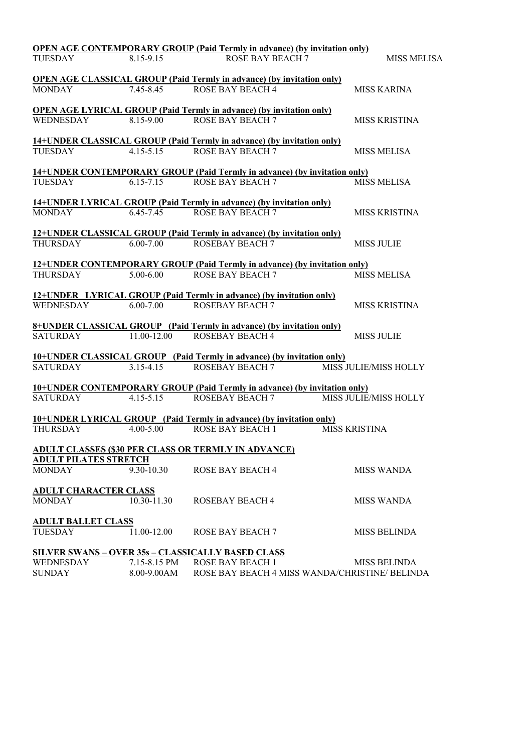**OPEN AGE CONTEMPORARY GROUP (Paid Termly in advance) (by invitation only)**

| | | | |
|---|---|---|---|
| TUESDAY | 8.15-9.15 | ROSE BAY BEACH 7 | MISS MELISA |

**OPEN AGE CLASSICAL GROUP (Paid Termly in advance) (by invitation only)**

| | | | |
|---|---|---|---|
| MONDAY | 7.45-8.45 | ROSE BAY BEACH 4 | MISS KARINA |

**OPEN AGE LYRICAL GROUP (Paid Termly in advance) (by invitation only)**

| | | | |
|---|---|---|---|
| WEDNESDAY | 8.15-9.00 | ROSE BAY BEACH 7 | MISS KRISTINA |

**14+UNDER CLASSICAL GROUP (Paid Termly in advance) (by invitation only)**

| | | | |
|---|---|---|---|
| TUESDAY | 4.15-5.15 | ROSE BAY BEACH 7 | MISS MELISA |

**14+UNDER CONTEMPORARY GROUP (Paid Termly in advance) (by invitation only)**

| | | | |
|---|---|---|---|
| TUESDAY | 6.15-7.15 | ROSE BAY BEACH 7 | MISS MELISA |

**14+UNDER LYRICAL GROUP (Paid Termly in advance) (by invitation only)**

| | | | |
|---|---|---|---|
| MONDAY | 6.45-7.45 | ROSE BAY BEACH 7 | MISS KRISTINA |

**12+UNDER CLASSICAL GROUP (Paid Termly in advance) (by invitation only)**

| | | | |
|---|---|---|---|
| THURSDAY | 6.00-7.00 | ROSEBAY BEACH 7 | MISS JULIE |

**12+UNDER CONTEMPORARY GROUP (Paid Termly in advance) (by invitation only)**

| | | | |
|---|---|---|---|
| THURSDAY | 5.00-6.00 | ROSE BAY BEACH 7 | MISS MELISA |

**12+UNDER LYRICAL GROUP (Paid Termly in advance) (by invitation only)**

| | | | |
|---|---|---|---|
| WEDNESDAY | 6.00-7.00 | ROSEBAY BEACH 7 | MISS KRISTINA |

**8+UNDER CLASSICAL GROUP (Paid Termly in advance) (by invitation only)**

| | | | |
|---|---|---|---|
| SATURDAY | 11.00-12.00 | ROSEBAY BEACH 4 | MISS JULIE |

**10+UNDER CLASSICAL GROUP (Paid Termly in advance) (by invitation only)**

| | | | |
|---|---|---|---|
| SATURDAY | 3.15-4.15 | ROSEBAY BEACH 7 | MISS JULIE/MISS HOLLY |

**10+UNDER CONTEMPORARY GROUP (Paid Termly in advance) (by invitation only)**

| | | | |
|---|---|---|---|
| SATURDAY | 4.15-5.15 | ROSEBAY BEACH 7 | MISS JULIE/MISS HOLLY |

**10+UNDER LYRICAL GROUP (Paid Termly in advance) (by invitation only)**

| | | | |
|---|---|---|---|
| THURSDAY | 4.00-5.00 | ROSE BAY BEACH 1 | MISS KRISTINA |

**ADULT CLASSES ($30 PER CLASS OR TERMLY IN ADVANCE)**

**ADULT PILATES STRETCH**

| | | | |
|---|---|---|---|
| MONDAY | 9.30-10.30 | ROSE BAY BEACH 4 | MISS WANDA |

**ADULT CHARACTER CLASS**

| | | | |
|---|---|---|---|
| MONDAY | 10.30-11.30 | ROSEBAY BEACH 4 | MISS WANDA |

**ADULT BALLET CLASS**

| | | | |
|---|---|---|---|
| TUESDAY | 11.00-12.00 | ROSE BAY BEACH 7 | MISS BELINDA |

**SILVER SWANS – OVER 35s – CLASSICALLY BASED CLASS**

| | | | |
|---|---|---|---|
| WEDNESDAY | 7.15-8.15 PM | ROSE BAY BEACH 1 | MISS BELINDA |
| SUNDAY | 8.00-9.00AM | ROSE BAY BEACH 4 | MISS WANDA/CHRISTINE/ BELINDA |